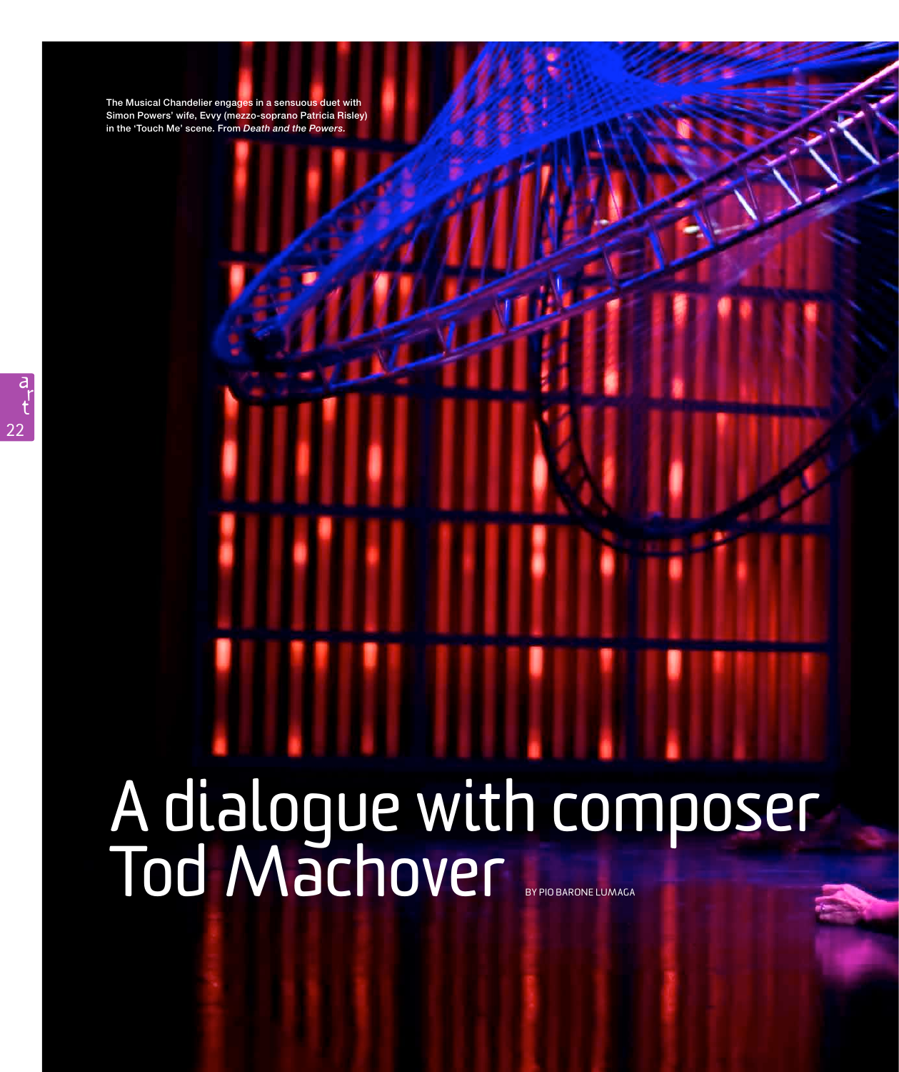The Musical Chandelier engages in a sensuous duet with Simon Powers' wife, Evvy (mezzo-soprano Patricia Risley) in the 'Touch Me' scene. From *Death and the Powers*.

# A dialogue with composer Tod Machover

BY PIO BARONE LUMAGA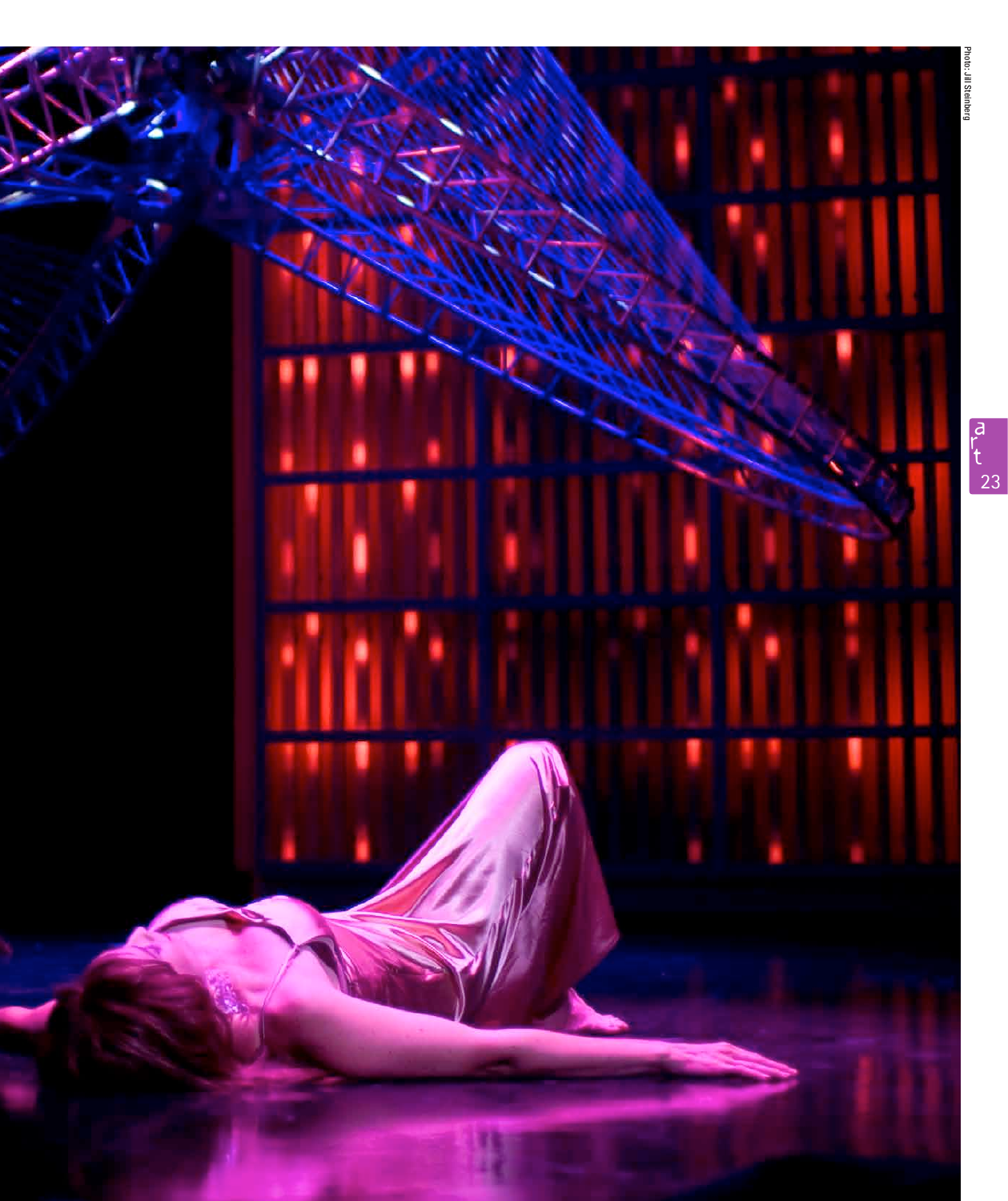Photo: Jill Steinberg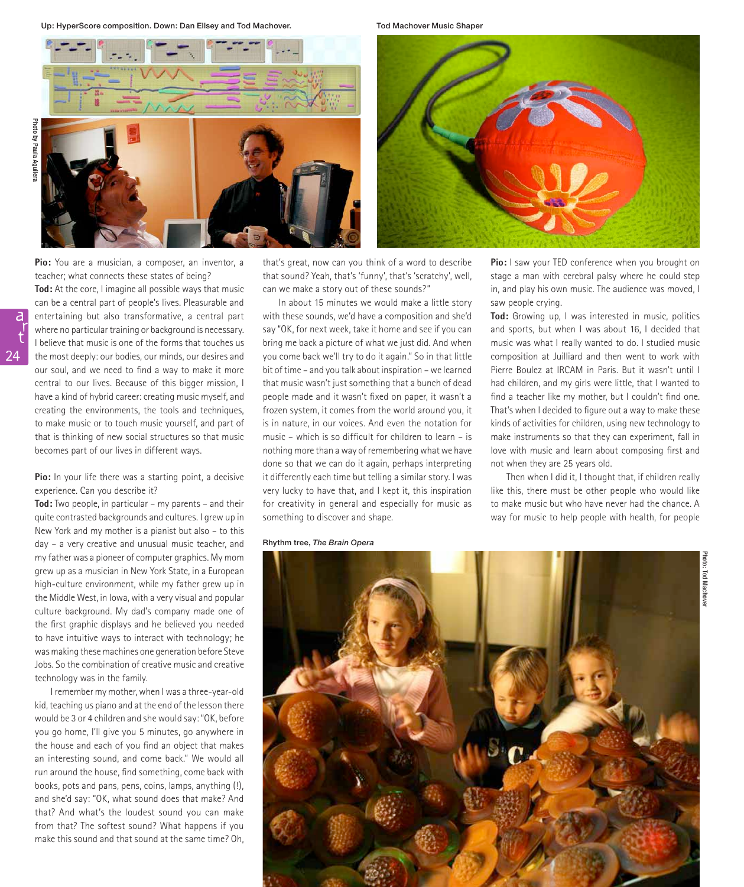Up: HyperScore composition. Down: Dan Ellsey and Tod Machover.

Photo by Paula Aguilera

Tod Machover Music Shaper

**Pio:** You are a musician, a composer, an inventor, a teacher; what connects these states of being?
**Tod:** At the core, I imagine all possible ways that music can be a central part of people's lives. Pleasurable and entertaining but also transformative, a central part where no particular training or background is necessary. I believe that music is one of the forms that touches us the most deeply: our bodies, our minds, our desires and our soul, and we need to find a way to make it more central to our lives. Because of this bigger mission, I have a kind of hybrid career: creating music myself, and creating the environments, the tools and techniques, to make music or to touch music yourself, and part of that is thinking of new social structures so that music becomes part of our lives in different ways.

**Pio:** In your life there was a starting point, a decisive experience. Can you describe it?
**Tod:** Two people, in particular – my parents – and their quite contrasted backgrounds and cultures. I grew up in New York and my mother is a pianist but also – to this day – a very creative and unusual music teacher, and my father was a pioneer of computer graphics. My mom grew up as a musician in New York State, in a European high-culture environment, while my father grew up in the Middle West, in Iowa, with a very visual and popular culture background. My dad's company made one of the first graphic displays and he believed you needed to have intuitive ways to interact with technology; he was making these machines one generation before Steve Jobs. So the combination of creative music and creative technology was in the family.

I remember my mother, when I was a three-year-old kid, teaching us piano and at the end of the lesson there would be 3 or 4 children and she would say: "OK, before you go home, I'll give you 5 minutes, go anywhere in the house and each of you find an object that makes an interesting sound, and come back." We would all run around the house, find something, come back with books, pots and pans, pens, coins, lamps, anything (!), and she'd say: "OK, what sound does that make? And that? And what's the loudest sound you can make from that? The softest sound? What happens if you make this sound and that sound at the same time? Oh, that's great, now can you think of a word to describe that sound? Yeah, that's 'funny', that's 'scratchy', well, can we make a story out of these sounds?"

In about 15 minutes we would make a little story with these sounds, we'd have a composition and she'd say "OK, for next week, take it home and see if you can bring me back a picture of what we just did. And when you come back we'll try to do it again." So in that little bit of time – and you talk about inspiration – we learned that music wasn't just something that a bunch of dead people made and it wasn't fixed on paper, it wasn't a frozen system, it comes from the world around you, it is in nature, in our voices. And even the notation for music – which is so difficult for children to learn – is nothing more than a way of remembering what we have done so that we can do it again, perhaps interpreting it differently each time but telling a similar story. I was very lucky to have that, and I kept it, this inspiration for creativity in general and especially for music as something to discover and shape.

Rhythm tree, *The Brain Opera*

Photo: Tod Machover

**Pio:** I saw your TED conference when you brought on stage a man with cerebral palsy where he could step in, and play his own music. The audience was moved, I saw people crying.
**Tod:** Growing up, I was interested in music, politics and sports, but when I was about 16, I decided that music was what I really wanted to do. I studied music composition at Juilliard and then went to work with Pierre Boulez at IRCAM in Paris. But it wasn't until I had children, and my girls were little, that I wanted to find a teacher like my mother, but I couldn't find one. That's when I decided to figure out a way to make these kinds of activities for children, using new technology to make instruments so that they can experiment, fall in love with music and learn about composing first and not when they are 25 years old.

Then when I did it, I thought that, if children really like this, there must be other people who would like to make music but who have never had the chance. A way for music to help people with health, for people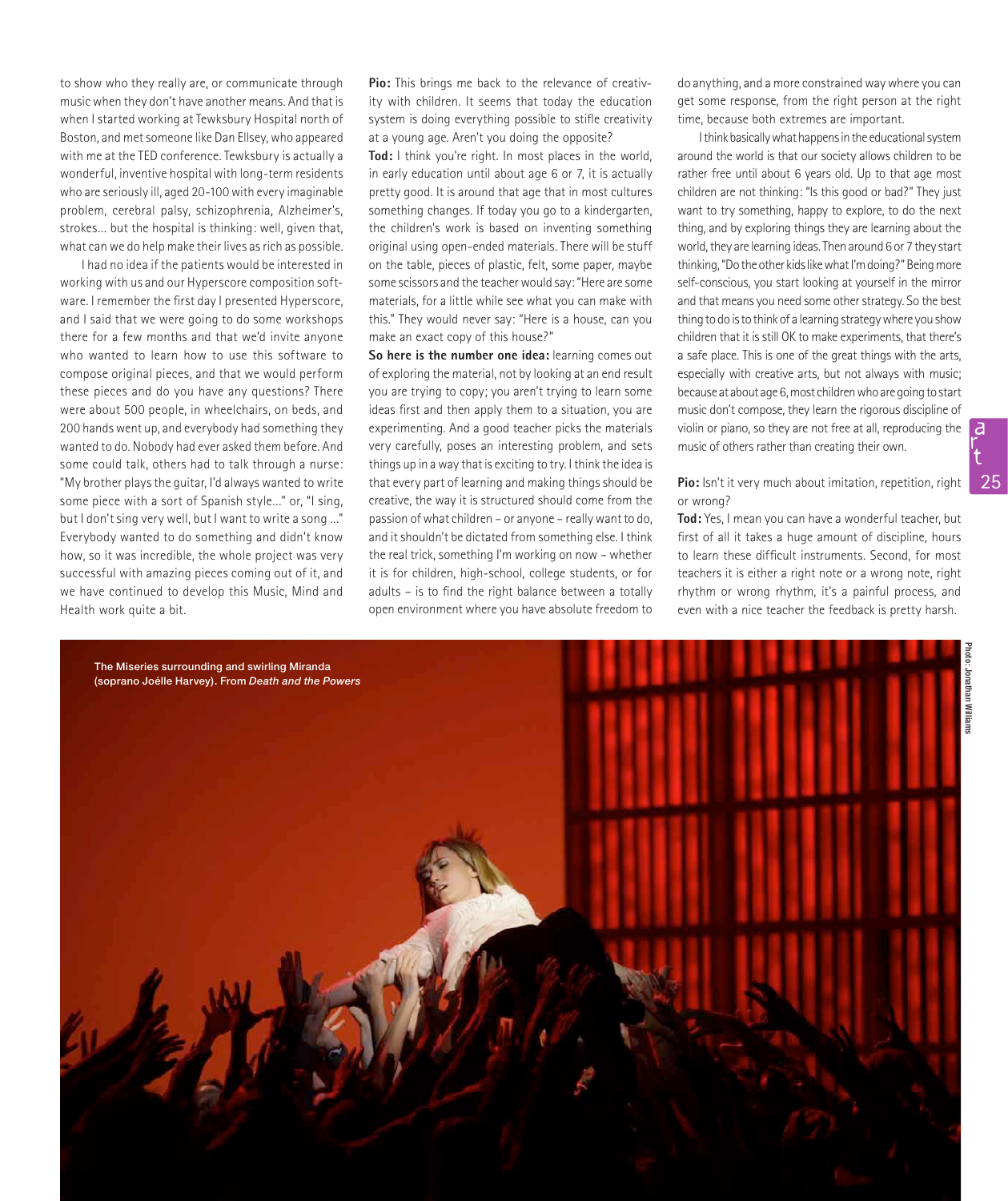to show who they really are, or communicate through music when they don't have another means. And that is when I started working at Tewksbury Hospital north of Boston, and met someone like Dan Ellsey, who appeared with me at the TED conference. Tewksbury is actually a wonderful, inventive hospital with long-term residents who are seriously ill, aged 20-100 with every imaginable problem, cerebral palsy, schizophrenia, Alzheimer's, strokes… but the hospital is thinking: well, given that, what can we do help make their lives as rich as possible.

I had no idea if the patients would be interested in working with us and our Hyperscore composition software. I remember the first day I presented Hyperscore, and I said that we were going to do some workshops there for a few months and that we'd invite anyone who wanted to learn how to use this software to compose original pieces, and that we would perform these pieces and do you have any questions? There were about 500 people, in wheelchairs, on beds, and 200 hands went up, and everybody had something they wanted to do. Nobody had ever asked them before. And some could talk, others had to talk through a nurse: "My brother plays the guitar, I'd always wanted to write some piece with a sort of Spanish style…" or, "I sing, but I don't sing very well, but I want to write a song …" Everybody wanted to do something and didn't know how, so it was incredible, the whole project was very successful with amazing pieces coming out of it, and we have continued to develop this Music, Mind and Health work quite a bit.

**Pio:** This brings me back to the relevance of creativity with children. It seems that today the education system is doing everything possible to stifle creativity at a young age. Aren't you doing the opposite?

**Tod:** I think you're right. In most places in the world, in early education until about age 6 or 7, it is actually pretty good. It is around that age that in most cultures something changes. If today you go to a kindergarten, the children's work is based on inventing something original using open-ended materials. There will be stuff on the table, pieces of plastic, felt, some paper, maybe some scissors and the teacher would say: "Here are some materials, for a little while see what you can make with this." They would never say: "Here is a house, can you make an exact copy of this house?"

**So here is the number one idea:** learning comes out of exploring the material, not by looking at an end result you are trying to copy; you aren't trying to learn some ideas first and then apply them to a situation, you are experimenting. And a good teacher picks the materials very carefully, poses an interesting problem, and sets things up in a way that is exciting to try. I think the idea is that every part of learning and making things should be creative, the way it is structured should come from the passion of what children – or anyone – really want to do, and it shouldn't be dictated from something else. I think the real trick, something I'm working on now – whether it is for children, high-school, college students, or for adults – is to find the right balance between a totally open environment where you have absolute freedom to do anything, and a more constrained way where you can get some response, from the right person at the right time, because both extremes are important.

I think basically what happens in the educational system around the world is that our society allows children to be rather free until about 6 years old. Up to that age most children are not thinking: "Is this good or bad?" They just want to try something, happy to explore, to do the next thing, and by exploring things they are learning about the world, they are learning ideas. Then around 6 or 7 they start thinking, "Do the other kids like what I'm doing?" Being more self-conscious, you start looking at yourself in the mirror and that means you need some other strategy. So the best thing to do is to think of a learning strategy where you show children that it is still OK to make experiments, that there's a safe place. This is one of the great things with the arts, especially with creative arts, but not always with music; because at about age 6, most children who are going to start music don't compose, they learn the rigorous discipline of violin or piano, so they are not free at all, reproducing the music of others rather than creating their own.

**Pio:** Isn't it very much about imitation, repetition, right or wrong?

**Tod:** Yes, I mean you can have a wonderful teacher, but first of all it takes a huge amount of discipline, hours to learn these difficult instruments. Second, for most teachers it is either a right note or a wrong note, right rhythm or wrong rhythm, it's a painful process, and even with a nice teacher the feedback is pretty harsh.

The Miseries surrounding and swirling Miranda (soprano Joélle Harvey). From *Death and the Powers*

Photo: Jonathan Williams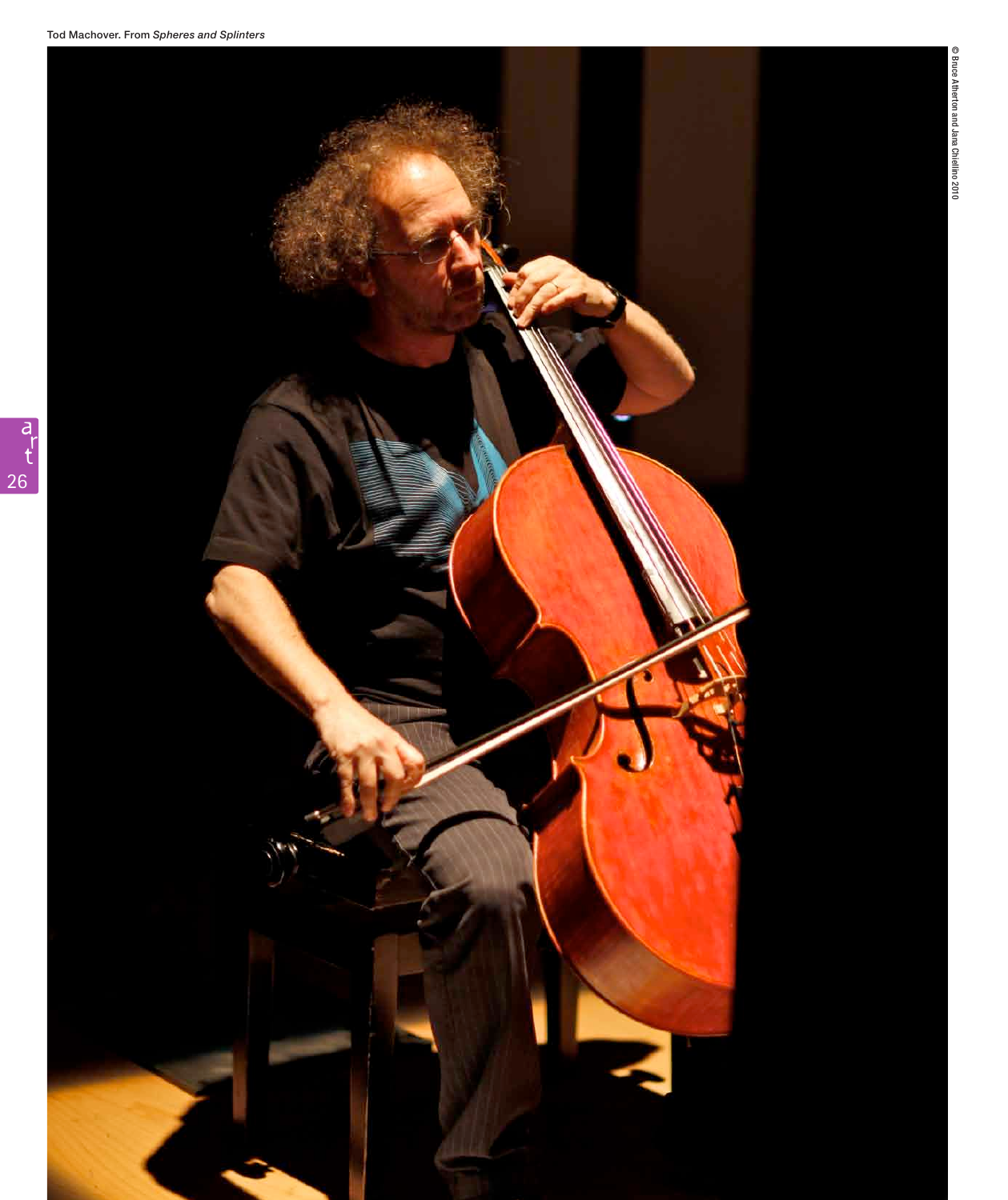Tod Machover. From *Spheres and Splinters*

© Bruce Atherton and Jana Chiellino 2010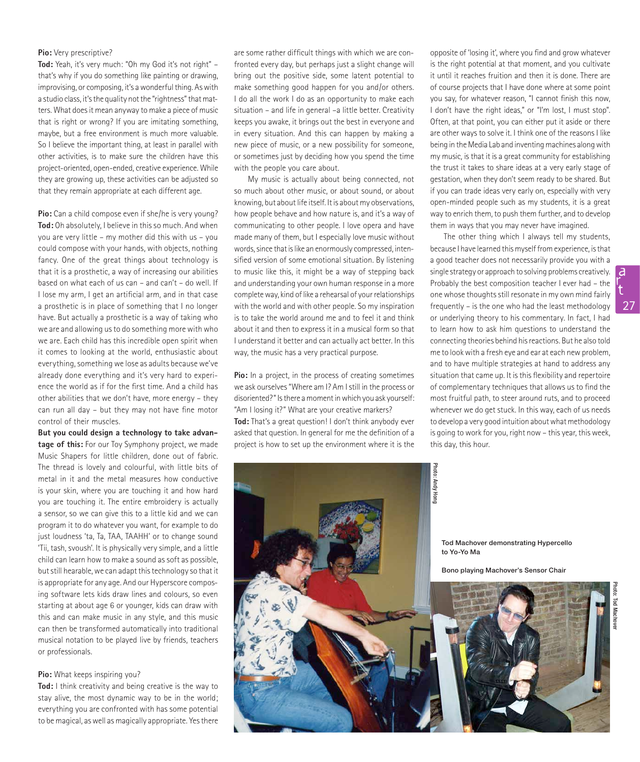**Pio:** Very prescriptive?

**Tod:** Yeah, it's very much: "Oh my God it's not right" – that's why if you do something like painting or drawing, improvising, or composing, it's a wonderful thing. As with a studio class, it's the quality not the "rightness" that matters. What does it mean anyway to make a piece of music that is right or wrong? If you are imitating something, maybe, but a free environment is much more valuable. So I believe the important thing, at least in parallel with other activities, is to make sure the children have this project-oriented, open-ended, creative experience. While they are growing up, these activities can be adjusted so that they remain appropriate at each different age.

**Pio:** Can a child compose even if she/he is very young?

**Tod:** Oh absolutely, I believe in this so much. And when you are very little – my mother did this with us – you could compose with your hands, with objects, nothing fancy. One of the great things about technology is that it is a prosthetic, a way of increasing our abilities based on what each of us can – and can't – do well. If I lose my arm, I get an artificial arm, and in that case a prosthetic is in place of something that I no longer have. But actually a prosthetic is a way of taking who we are and allowing us to do something more with who we are. Each child has this incredible open spirit when it comes to looking at the world, enthusiastic about everything, something we lose as adults because we've already done everything and it's very hard to experience the world as if for the first time. And a child has other abilities that we don't have, more energy – they can run all day – but they may not have fine motor control of their muscles.

**But you could design a technology to take advantage of this:** For our Toy Symphony project, we made Music Shapers for little children, done out of fabric. The thread is lovely and colourful, with little bits of metal in it and the metal measures how conductive is your skin, where you are touching it and how hard you are touching it. The entire embroidery is actually a sensor, so we can give this to a little kid and we can program it to do whatever you want, for example to do just loudness 'ta, Ta, TAA, TAAHH' or to change sound 'Tii, tash, svoush'. It is physically very simple, and a little child can learn how to make a sound as soft as possible, but still hearable, we can adapt this technology so that it is appropriate for any age. And our Hyperscore composing software lets kids draw lines and colours, so even starting at about age 6 or younger, kids can draw with this and can make music in any style, and this music can then be transformed automatically into traditional musical notation to be played live by friends, teachers or professionals.

**Pio:** What keeps inspiring you?

**Tod:** I think creativity and being creative is the way to stay alive, the most dynamic way to be in the world; everything you are confronted with has some potential to be magical, as well as magically appropriate. Yes there are some rather difficult things with which we are confronted every day, but perhaps just a slight change will bring out the positive side, some latent potential to make something good happen for you and/or others. I do all the work I do as an opportunity to make each situation – and life in general –a little better. Creativity keeps you awake, it brings out the best in everyone and in every situation. And this can happen by making a new piece of music, or a new possibility for someone, or sometimes just by deciding how you spend the time with the people you care about.

My music is actually about being connected, not so much about other music, or about sound, or about knowing, but about life itself. It is about my observations, how people behave and how nature is, and it's a way of communicating to other people. I love opera and have made many of them, but I especially love music without words, since that is like an enormously compressed, intensified version of some emotional situation. By listening to music like this, it might be a way of stepping back and understanding your own human response in a more complete way, kind of like a rehearsal of your relationships with the world and with other people. So my inspiration is to take the world around me and to feel it and think about it and then to express it in a musical form so that I understand it better and can actually act better. In this way, the music has a very practical purpose.

**Pio:** In a project, in the process of creating sometimes we ask ourselves "Where am I? Am I still in the process or disoriented?" Is there a moment in which you ask yourself: "Am I losing it?" What are your creative markers?

**Tod:** That's a great question! I don't think anybody ever asked that question. In general for me the definition of a project is how to set up the environment where it is the opposite of 'losing it', where you find and grow whatever is the right potential at that moment, and you cultivate it until it reaches fruition and then it is done. There are of course projects that I have done where at some point you say, for whatever reason, "I cannot finish this now, I don't have the right ideas," or "I'm lost, I must stop". Often, at that point, you can either put it aside or there are other ways to solve it. I think one of the reasons I like being in the Media Lab and inventing machines along with my music, is that it is a great community for establishing the trust it takes to share ideas at a very early stage of gestation, when they don't seem ready to be shared. But if you can trade ideas very early on, especially with very open-minded people such as my students, it is a great way to enrich them, to push them further, and to develop them in ways that you may never have imagined.

The other thing which I always tell my students, because I have learned this myself from experience, is that a good teacher does not necessarily provide you with a single strategy or approach to solving problems creatively. Probably the best composition teacher I ever had – the one whose thoughts still resonate in my own mind fairly frequently – is the one who had the least methodology or underlying theory to his commentary. In fact, I had to learn how to ask him questions to understand the connecting theories behind his reactions. But he also told me to look with a fresh eye and ear at each new problem, and to have multiple strategies at hand to address any situation that came up. It is this flexibility and repertoire of complementary techniques that allows us to find the most fruitful path, to steer around ruts, and to proceed whenever we do get stuck. In this way, each of us needs to develop a very good intuition about what methodology is going to work for you, right now – this year, this week, this day, this hour.

Photo: Andy Hong

Tod Machover demonstrating Hypercello to Yo-Yo Ma

Bono playing Machover's Sensor Chair

Photo: Tod Machover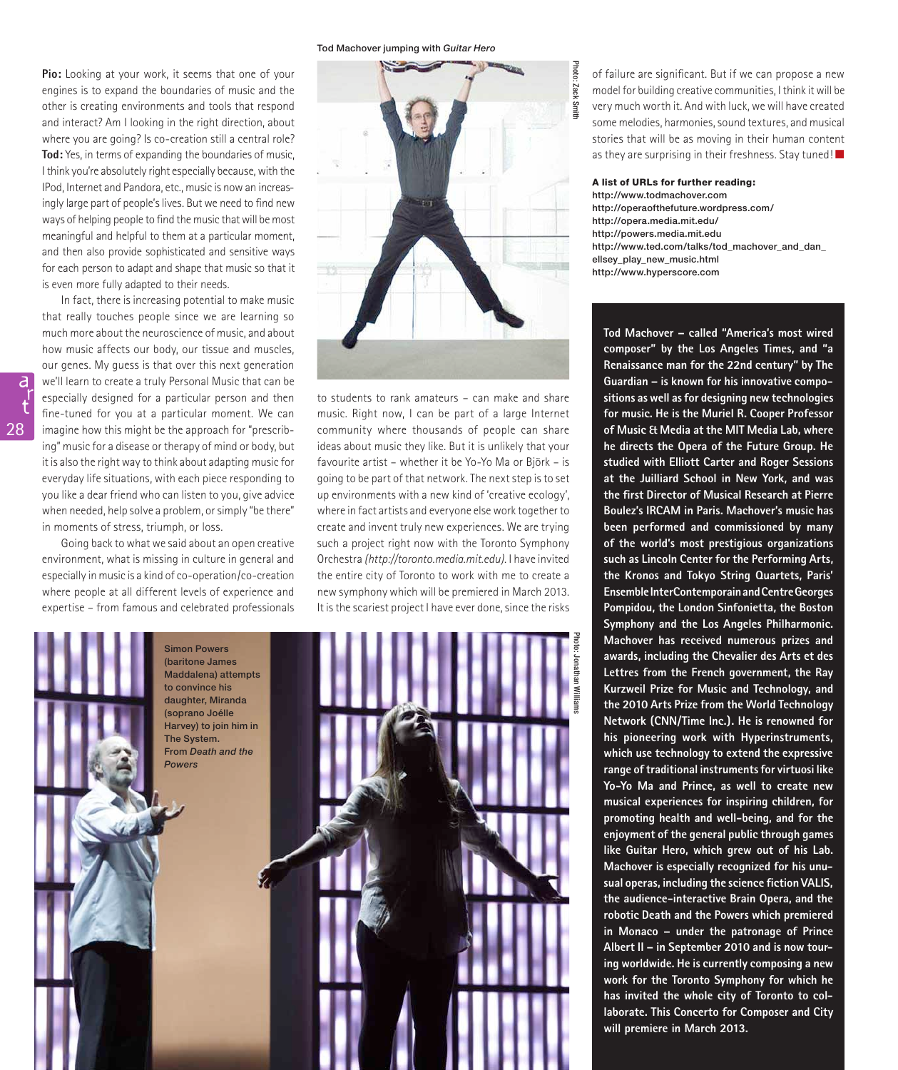**Pio:** Looking at your work, it seems that one of your engines is to expand the boundaries of music and the other is creating environments and tools that respond and interact? Am I looking in the right direction, about where you are going? Is co-creation still a central role?

**Tod:** Yes, in terms of expanding the boundaries of music, I think you're absolutely right especially because, with the IPod, Internet and Pandora, etc., music is now an increasingly large part of people's lives. But we need to find new ways of helping people to find the music that will be most meaningful and helpful to them at a particular moment, and then also provide sophisticated and sensitive ways for each person to adapt and shape that music so that it is even more fully adapted to their needs.

In fact, there is increasing potential to make music that really touches people since we are learning so much more about the neuroscience of music, and about how music affects our body, our tissue and muscles, our genes. My guess is that over this next generation we'll learn to create a truly Personal Music that can be especially designed for a particular person and then fine-tuned for you at a particular moment. We can imagine how this might be the approach for "prescribing" music for a disease or therapy of mind or body, but it is also the right way to think about adapting music for everyday life situations, with each piece responding to you like a dear friend who can listen to you, give advice when needed, help solve a problem, or simply "be there" in moments of stress, triumph, or loss.

Going back to what we said about an open creative environment, what is missing in culture in general and especially in music is a kind of co-operation/co-creation where people at all different levels of experience and expertise – from famous and celebrated professionals to students to rank amateurs – can make and share music. Right now, I can be part of a large Internet community where thousands of people can share ideas about music they like. But it is unlikely that your favourite artist – whether it be Yo-Yo Ma or Björk – is going to be part of that network. The next step is to set up environments with a new kind of 'creative ecology', where in fact artists and everyone else work together to create and invent truly new experiences. We are trying such a project right now with the Toronto Symphony Orchestra *(http://toronto.media.mit.edu)*. I have invited the entire city of Toronto to work with me to create a new symphony which will be premiered in March 2013. It is the scariest project I have ever done, since the risks of failure are significant. But if we can propose a new model for building creative communities, I think it will be very much worth it. And with luck, we will have created some melodies, harmonies, sound textures, and musical stories that will be as moving in their human content as they are surprising in their freshness. Stay tuned!

Tod Machover jumping with *Guitar Hero*

Photo: Zack Smith

Simon Powers (baritone James Maddalena) attempts to convince his daughter, Miranda (soprano Joëlle Harvey) to join him in The System. From *Death and the Powers*

Photo: Jonathan Williams

**A list of URLs for further reading:**
http://www.todmachover.com
http://operaofthefuture.wordpress.com/
http://opera.media.mit.edu/
http://powers.media.mit.edu
http://www.ted.com/talks/tod_machover_and_dan_ellsey_play_new_music.html
http://www.hyperscore.com

**Tod Machover – called "America's most wired composer" by the Los Angeles Times, and "a Renaissance man for the 22nd century" by The Guardian – is known for his innovative compositions as well as for designing new technologies for music. He is the Muriel R. Cooper Professor of Music & Media at the MIT Media Lab, where he directs the Opera of the Future Group. He studied with Elliott Carter and Roger Sessions at the Juilliard School in New York, and was the first Director of Musical Research at Pierre Boulez's IRCAM in Paris. Machover's music has been performed and commissioned by many of the world's most prestigious organizations such as Lincoln Center for the Performing Arts, the Kronos and Tokyo String Quartets, Paris' Ensemble InterContemporain and Centre Georges Pompidou, the London Sinfonietta, the Boston Symphony and the Los Angeles Philharmonic. Machover has received numerous prizes and awards, including the Chevalier des Arts et des Lettres from the French government, the Ray Kurzweil Prize for Music and Technology, and the 2010 Arts Prize from the World Technology Network (CNN/Time Inc.). He is renowned for his pioneering work with Hyperinstruments, which use technology to extend the expressive range of traditional instruments for virtuosi like Yo-Yo Ma and Prince, as well to create new musical experiences for inspiring children, for promoting health and well-being, and for the enjoyment of the general public through games like Guitar Hero, which grew out of his Lab. Machover is especially recognized for his unusual operas, including the science fiction VALIS, the audience-interactive Brain Opera, and the robotic Death and the Powers which premiered in Monaco – under the patronage of Prince Albert II – in September 2010 and is now touring worldwide. He is currently composing a new work for the Toronto Symphony for which he has invited the whole city of Toronto to collaborate. This Concerto for Composer and City will premiere in March 2013.**